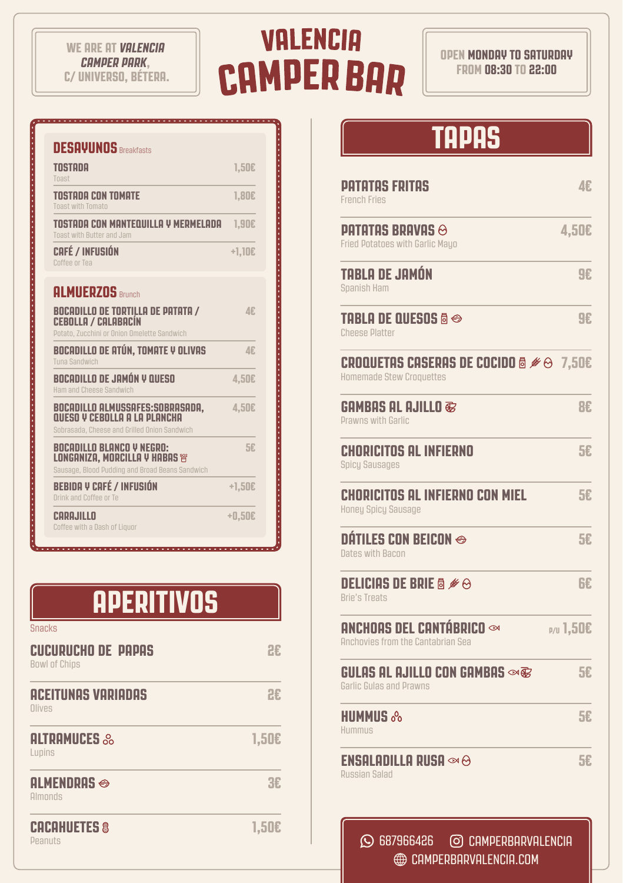WE ARE AT **VALENCIA CAMPER PARK**, C/ UNIVERSO, BÉTERA.

# VALENCIA CAMPER BAR

OPEN **MONDAY TO SATURDAY** FROM **08:30** TO **22:00**

## DESAYUNOS Breakfasts

| | |
|---|---|
| **TOSTADA** Toast | 1,50€ |
| **TOSTADA CON TOMATE** Toast with Tomato | 1,80€ |
| **TOSTADA CON MANTEQUILLA Y MERMELADA** Toast with Butter and Jam | 1,90€ |
| **CAFÉ / INFUSIÓN** Coffee or Tea | +1,10€ |

## ALMUERZOS Brunch

| | |
|---|---|
| **BOCADILLO DE TORTILLA DE PATATA / CEBOLLA / CALABACÍN** Potato, Zucchini or Onion Omelette Sandwich | 4€ |
| **BOCADILLO DE ATÚN, TOMATE Y OLIVAS** Tuna Sandwich | 4€ |
| **BOCADILLO DE JAMÓN Y QUESO** Ham and Cheese Sandwich | 4,50€ |
| **BOCADILLO ALMUSSAFES:SOBRASADA, QUESO Y CEBOLLA A LA PLANCHA** Sobrasada, Cheese and Grilled Onion Sandwich | 4,50€ |
| **BOCADILLO BLANCO Y NEGRO: LONGANIZA, MORCILLA Y HABAS** Sausage, Blood Pudding and Broad Beans Sandwich | 5€ |
| **BEBIDA Y CAFÉ / INFUSIÓN** Drink and Coffee or Te | +1,50€ |
| **CARAJILLO** Coffee with a Dash of Liquor | +0,50€ |

## APERITIVOS

Snacks

| | |
|---|---|
| **CUCURUCHO DE PAPAS** Bowl of Chips | 2€ |
| **ACEITUNAS VARIADAS** Olives | 2€ |
| **ALTRAMUCES** Lupins | 1,50€ |
| **ALMENDRAS** Almonds | 3€ |
| **CACAHUETES** Peanuts | 1,50€ |

## TAPAS

| | |
|---|---|
| **PATATAS FRITAS** French Fries | 4€ |
| **PATATAS BRAVAS** Fried Potatoes with Garlic Mayo | 4,50€ |
| **TABLA DE JAMÓN** Spanish Ham | 9€ |
| **TABLA DE QUESOS** Cheese Platter | 9€ |
| **CROQUETAS CASERAS DE COCIDO** Homemade Stew Croquettes | 7,50€ |
| **GAMBAS AL AJILLO** Prawns with Garlic | 8€ |
| **CHORICITOS AL INFIERNO** Spicy Sausages | 5€ |
| **CHORICITOS AL INFIERNO CON MIEL** Honey Spicy Sausage | 5€ |
| **DÁTILES CON BEICON** Dates with Bacon | 5€ |
| **DELICIAS DE BRIE** Brie's Treats | 6€ |
| **ANCHOAS DEL CANTÁBRICO** Anchovies from the Cantabrian Sea | P/U 1,50€ |
| **GULAS AL AJILLO CON GAMBAS** Garlic Gulas and Prawns | 5€ |
| **HUMMUS** Hummus | 5€ |
| **ENSALADILLA RUSA** Russian Salad | 5€ |

687966426 CAMPERBARVALENCIA
CAMPERBARVALENCIA.COM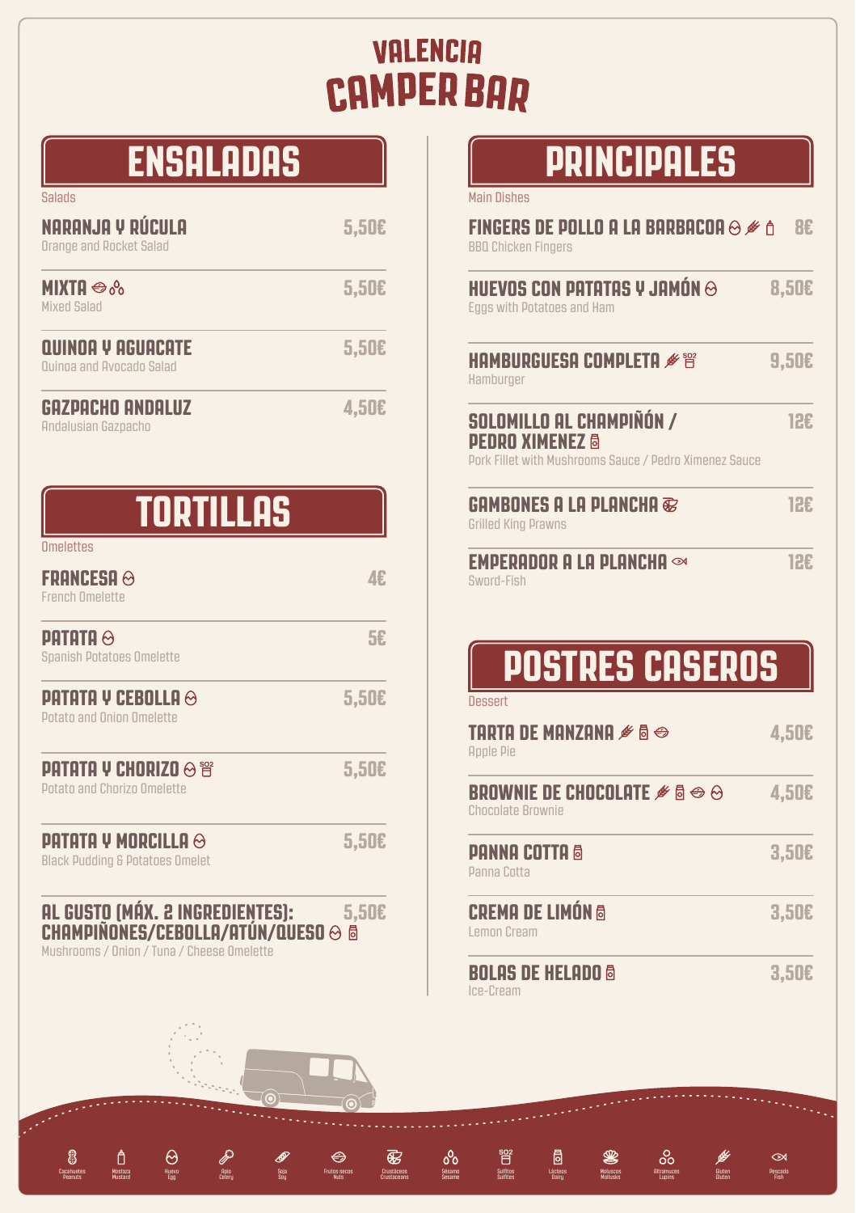# VALENCIA CAMPER BAR

## ENSALADAS

Salads

| | |
|---|---|
| **NARANJA Y RÚCULA**<br>Orange and Rocket Salad | 5,50€ |
| **MIXTA**<br>Mixed Salad | 5,50€ |
| **QUINOA Y AGUACATE**<br>Quinoa and Avocado Salad | 5,50€ |
| **GAZPACHO ANDALUZ**<br>Andalusian Gazpacho | 4,50€ |

## TORTILLAS

Omelettes

| | |
|---|---|
| **FRANCESA**<br>French Omelette | 4€ |
| **PATATA**<br>Spanish Potatoes Omelette | 5€ |
| **PATATA Y CEBOLLA**<br>Potato and Onion Omelette | 5,50€ |
| **PATATA Y CHORIZO**<br>Potato and Chorizo Omelette | 5,50€ |
| **PATATA Y MORCILLA**<br>Black Pudding & Potatoes Omelet | 5,50€ |
| **AL GUSTO (MÁX. 2 INGREDIENTES): CHAMPIÑONES/CEBOLLA/ATÚN/QUESO**<br>Mushrooms / Onion / Tuna / Cheese Omelette | 5,50€ |

## PRINCIPALES

Main Dishes

| | |
|---|---|
| **FINGERS DE POLLO A LA BARBACOA**<br>BBQ Chicken Fingers | 8€ |
| **HUEVOS CON PATATAS Y JAMÓN**<br>Eggs with Potatoes and Ham | 8,50€ |
| **HAMBURGUESA COMPLETA**<br>Hamburger | 9,50€ |
| **SOLOMILLO AL CHAMPIÑÓN / PEDRO XIMENEZ**<br>Pork Fillet with Mushrooms Sauce / Pedro Ximenez Sauce | 12€ |
| **GAMBONES A LA PLANCHA**<br>Grilled King Prawns | 12€ |
| **EMPERADOR A LA PLANCHA**<br>Sword-Fish | 12€ |

## POSTRES CASEROS

Dessert

| | |
|---|---|
| **TARTA DE MANZANA**<br>Apple Pie | 4,50€ |
| **BROWNIE DE CHOCOLATE**<br>Chocolate Brownie | 4,50€ |
| **PANNA COTTA**<br>Panna Cotta | 3,50€ |
| **CREMA DE LIMÓN**<br>Lemon Cream | 3,50€ |
| **BOLAS DE HELADO**<br>Ice-Cream | 3,50€ |

Cacahuetes / Peanuts · Mostaza / Mustard · Huevo / Egg · Apio / Celery · Soja / Soy · Frutos secos / Nuts · Crustáceos / Crustaceans · Sésamo / Sesame · Sulfitos / Sulfites · Lácteos / Dairy · Moluscos / Mollusks · Altramuces / Lupins · Gluten / Gluten · Pescado / Fish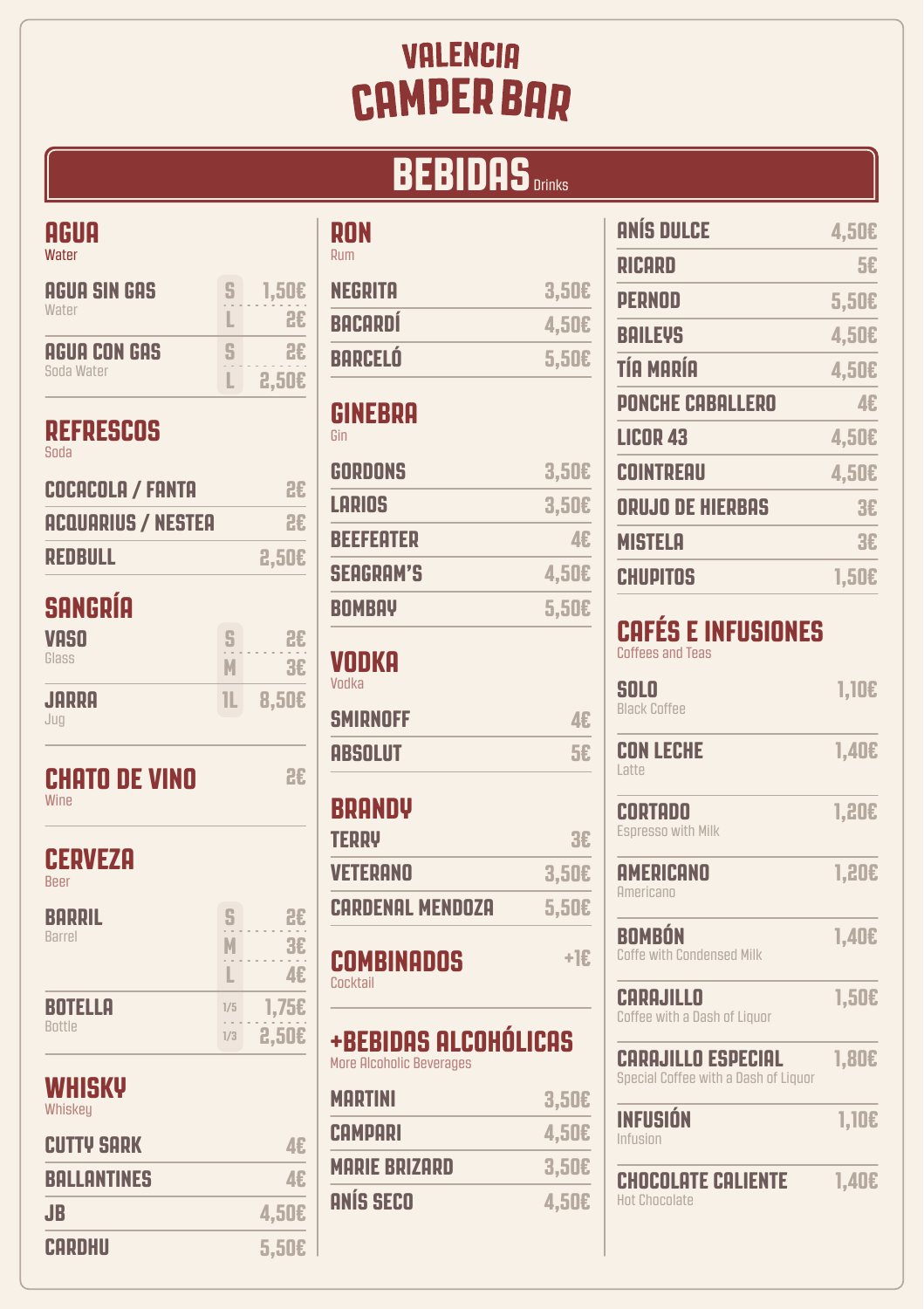# VALENCIA CAMPER BAR

## BEBIDAS Drinks

### AGUA
Water

| | | |
|---|---|---|
| AGUA SIN GAS<br>Water | S | 1,50€ |
| | L | 2€ |
| AGUA CON GAS<br>Soda Water | S | 2€ |
| | L | 2,50€ |

### REFRESCOS
Soda

| | |
|---|---|
| COCACOLA / FANTA | 2€ |
| ACQUARIUS / NESTEA | 2€ |
| REDBULL | 2,50€ |

### SANGRÍA

| | | |
|---|---|---|
| VASO<br>Glass | S | 2€ |
| | M | 3€ |
| JARRA<br>Jug | 1L | 8,50€ |

### CHATO DE VINO — 2€
Wine

### CERVEZA
Beer

| | | |
|---|---|---|
| BARRIL<br>Barrel | S | 2€ |
| | M | 3€ |
| | L | 4€ |
| BOTELLA<br>Bottle | 1/5 | 1,75€ |
| | 1/3 | 2,50€ |

### WHISKY
Whiskey

| | |
|---|---|
| CUTTY SARK | 4€ |
| BALLANTINES | 4€ |
| JB | 4,50€ |
| CARDHU | 5,50€ |

### RON
Rum

| | |
|---|---|
| NEGRITA | 3,50€ |
| BACARDÍ | 4,50€ |
| BARCELÓ | 5,50€ |

### GINEBRA
Gin

| | |
|---|---|
| GORDONS | 3,50€ |
| LARIOS | 3,50€ |
| BEEFEATER | 4€ |
| SEAGRAM'S | 4,50€ |
| BOMBAY | 5,50€ |

### VODKA
Vodka

| | |
|---|---|
| SMIRNOFF | 4€ |
| ABSOLUT | 5€ |

### BRANDY

| | |
|---|---|
| TERRY | 3€ |
| VETERANO | 3,50€ |
| CARDENAL MENDOZA | 5,50€ |

### COMBINADOS — +1€
Cocktail

### +BEBIDAS ALCOHÓLICAS
More Alcoholic Beverages

| | |
|---|---|
| MARTINI | 3,50€ |
| CAMPARI | 4,50€ |
| MARIE BRIZARD | 3,50€ |
| ANÍS SECO | 4,50€ |
| ANÍS DULCE | 4,50€ |
| RICARD | 5€ |
| PERNOD | 5,50€ |
| BAILEYS | 4,50€ |
| TÍA MARÍA | 4,50€ |
| PONCHE CABALLERO | 4€ |
| LICOR 43 | 4,50€ |
| COINTREAU | 4,50€ |
| ORUJO DE HIERBAS | 3€ |
| MISTELA | 3€ |
| CHUPITOS | 1,50€ |

### CAFÉS E INFUSIONES
Coffees and Teas

| | |
|---|---|
| SOLO<br>Black Coffee | 1,10€ |
| CON LECHE<br>Latte | 1,40€ |
| CORTADO<br>Espresso with Milk | 1,20€ |
| AMERICANO<br>Americano | 1,20€ |
| BOMBÓN<br>Coffe with Condensed Milk | 1,40€ |
| CARAJILLO<br>Coffee with a Dash of Liquor | 1,50€ |
| CARAJILLO ESPECIAL<br>Special Coffee with a Dash of Liquor | 1,80€ |
| INFUSIÓN<br>Infusion | 1,10€ |
| CHOCOLATE CALIENTE<br>Hot Chocolate | 1,40€ |